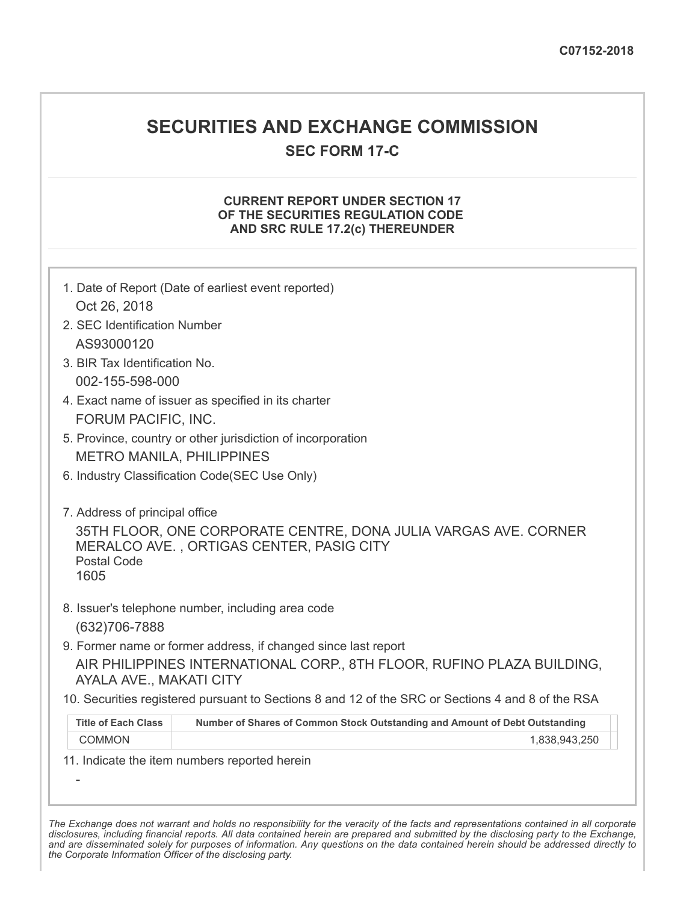C07152-2018

# SECURITIES AND EXCHANGE COMMISSION

## SEC FORM 17-C

### CURRENT REPORT UNDER SECTION 17 OF THE SECURITIES REGULATION CODE AND SRC RULE 17.2(c) THEREUNDER

1. Date of Report (Date of earliest event reported)

   Oct 26, 2018

2. SEC Identification Number

   AS93000120

3. BIR Tax Identification No.

   002-155-598-000

4. Exact name of issuer as specified in its charter

   FORUM PACIFIC, INC.

5. Province, country or other jurisdiction of incorporation

   METRO MANILA, PHILIPPINES

6. Industry Classification Code(SEC Use Only)

7. Address of principal office

   35TH FLOOR, ONE CORPORATE CENTRE, DONA JULIA VARGAS AVE. CORNER MERALCO AVE. , ORTIGAS CENTER, PASIG CITY

   Postal Code

   1605

8. Issuer's telephone number, including area code

   (632)706-7888

9. Former name or former address, if changed since last report

   AIR PHILIPPINES INTERNATIONAL CORP., 8TH FLOOR, RUFINO PLAZA BUILDING, AYALA AVE., MAKATI CITY

10. Securities registered pursuant to Sections 8 and 12 of the SRC or Sections 4 and 8 of the RSA

| Title of Each Class | Number of Shares of Common Stock Outstanding and Amount of Debt Outstanding |
|---|---|
| COMMON | 1,838,943,250 |

11. Indicate the item numbers reported herein

   -

*The Exchange does not warrant and holds no responsibility for the veracity of the facts and representations contained in all corporate disclosures, including financial reports. All data contained herein are prepared and submitted by the disclosing party to the Exchange, and are disseminated solely for purposes of information. Any questions on the data contained herein should be addressed directly to the Corporate Information Officer of the disclosing party.*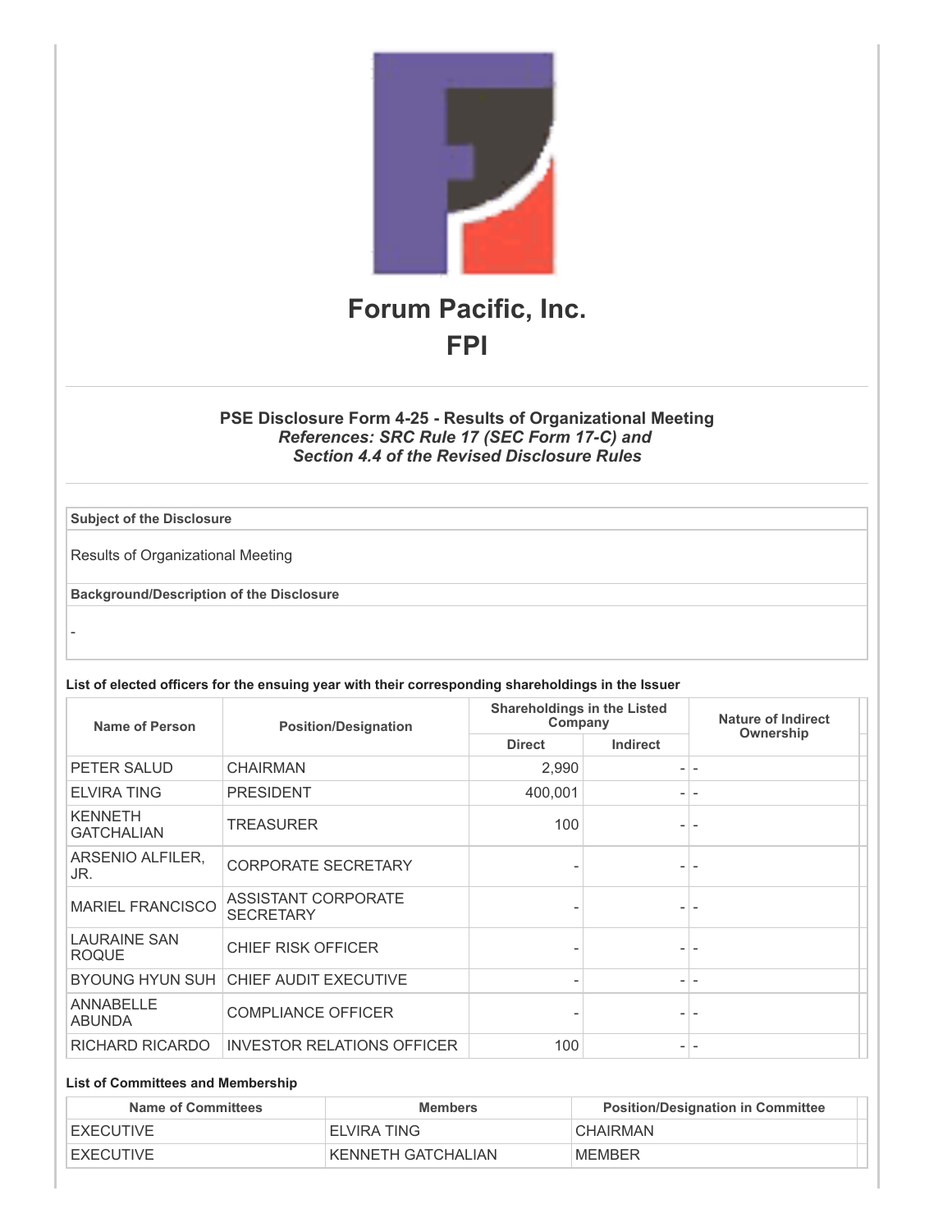# Forum Pacific, Inc.

## FPI

### PSE Disclosure Form 4-25 - Results of Organizational Meeting

***References: SRC Rule 17 (SEC Form 17-C) and***
***Section 4.4 of the Revised Disclosure Rules***

| **Subject of the Disclosure** |
|---|
| Results of Organizational Meeting |
| **Background/Description of the Disclosure** |
| - |

**List of elected officers for the ensuing year with their corresponding shareholdings in the Issuer**

| Name of Person | Position/Designation | Shareholdings in the Listed Company | | Nature of Indirect Ownership |
|---|---|---|---|---|
| | | Direct | Indirect | |
| PETER SALUD | CHAIRMAN | 2,990 | - | - |
| ELVIRA TING | PRESIDENT | 400,001 | - | - |
| KENNETH GATCHALIAN | TREASURER | 100 | - | - |
| ARSENIO ALFILER, JR. | CORPORATE SECRETARY | - | - | - |
| MARIEL FRANCISCO | ASSISTANT CORPORATE SECRETARY | - | - | - |
| LAURAINE SAN ROQUE | CHIEF RISK OFFICER | - | - | - |
| BYOUNG HYUN SUH | CHIEF AUDIT EXECUTIVE | - | - | - |
| ANNABELLE ABUNDA | COMPLIANCE OFFICER | - | - | - |
| RICHARD RICARDO | INVESTOR RELATIONS OFFICER | 100 | - | - |

**List of Committees and Membership**

| Name of Committees | Members | Position/Designation in Committee |
|---|---|---|
| EXECUTIVE | ELVIRA TING | CHAIRMAN |
| EXECUTIVE | KENNETH GATCHALIAN | MEMBER |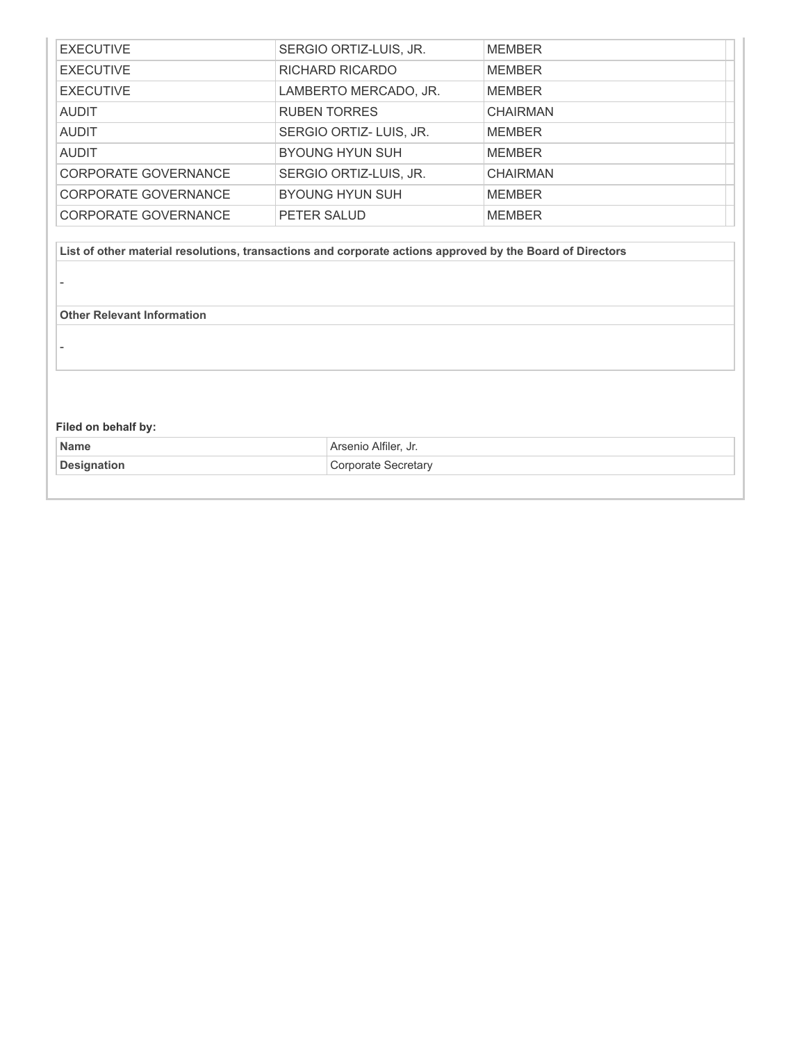| | | |
|---|---|---|
| EXECUTIVE | SERGIO ORTIZ-LUIS, JR. | MEMBER |
| EXECUTIVE | RICHARD RICARDO | MEMBER |
| EXECUTIVE | LAMBERTO MERCADO, JR. | MEMBER |
| AUDIT | RUBEN TORRES | CHAIRMAN |
| AUDIT | SERGIO ORTIZ- LUIS, JR. | MEMBER |
| AUDIT | BYOUNG HYUN SUH | MEMBER |
| CORPORATE GOVERNANCE | SERGIO ORTIZ-LUIS, JR. | CHAIRMAN |
| CORPORATE GOVERNANCE | BYOUNG HYUN SUH | MEMBER |
| CORPORATE GOVERNANCE | PETER SALUD | MEMBER |

**List of other material resolutions, transactions and corporate actions approved by the Board of Directors**

-

**Other Relevant Information**

-

**Filed on behalf by:**

| | |
|---|---|
| **Name** | Arsenio Alfiler, Jr. |
| **Designation** | Corporate Secretary |